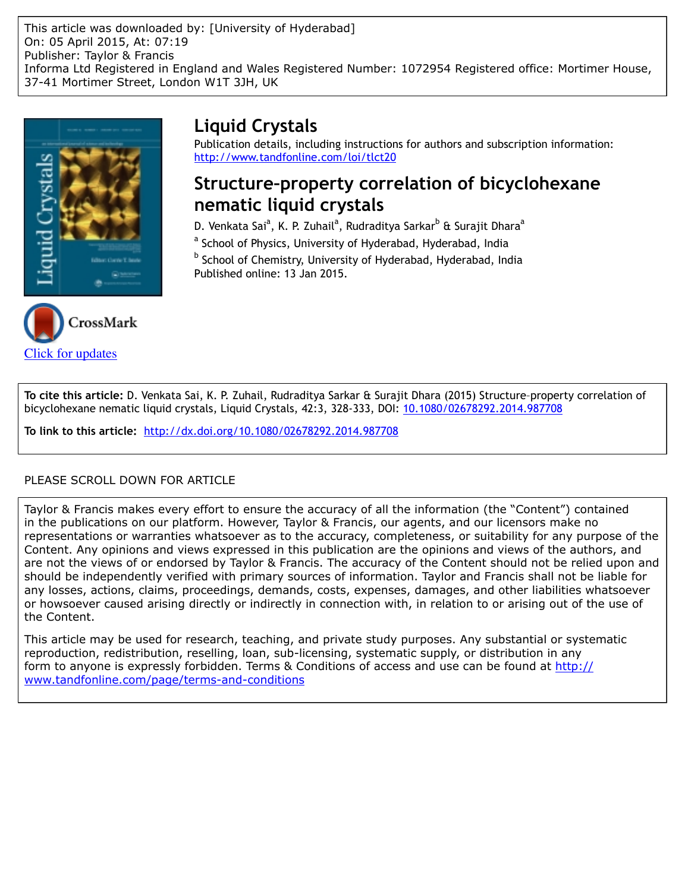This article was downloaded by: [University of Hyderabad]
On: 05 April 2015, At: 07:19
Publisher: Taylor & Francis
Informa Ltd Registered in England and Wales Registered Number: 1072954 Registered office: Mortimer House, 37-41 Mortimer Street, London W1T 3JH, UK

# Liquid Crystals

Publication details, including instructions for authors and subscription information:
http://www.tandfonline.com/loi/tlct20

## Structure-property correlation of bicyclohexane nematic liquid crystals

D. Venkata Sai[a], K. P. Zuhail[a], Rudraditya Sarkar[b] & Surajit Dhara[a]

[a] School of Physics, University of Hyderabad, Hyderabad, India

[b] School of Chemistry, University of Hyderabad, Hyderabad, India

Published online: 13 Jan 2015.

Click for updates

**To cite this article:** D. Venkata Sai, K. P. Zuhail, Rudraditya Sarkar & Surajit Dhara (2015) Structure–property correlation of bicyclohexane nematic liquid crystals, Liquid Crystals, 42:3, 328-333, DOI: 10.1080/02678292.2014.987708

**To link to this article:** http://dx.doi.org/10.1080/02678292.2014.987708

PLEASE SCROLL DOWN FOR ARTICLE

Taylor & Francis makes every effort to ensure the accuracy of all the information (the "Content") contained in the publications on our platform. However, Taylor & Francis, our agents, and our licensors make no representations or warranties whatsoever as to the accuracy, completeness, or suitability for any purpose of the Content. Any opinions and views expressed in this publication are the opinions and views of the authors, and are not the views of or endorsed by Taylor & Francis. The accuracy of the Content should not be relied upon and should be independently verified with primary sources of information. Taylor and Francis shall not be liable for any losses, actions, claims, proceedings, demands, costs, expenses, damages, and other liabilities whatsoever or howsoever caused arising directly or indirectly in connection with, in relation to or arising out of the use of the Content.

This article may be used for research, teaching, and private study purposes. Any substantial or systematic reproduction, redistribution, reselling, loan, sub-licensing, systematic supply, or distribution in any form to anyone is expressly forbidden. Terms & Conditions of access and use can be found at http://www.tandfonline.com/page/terms-and-conditions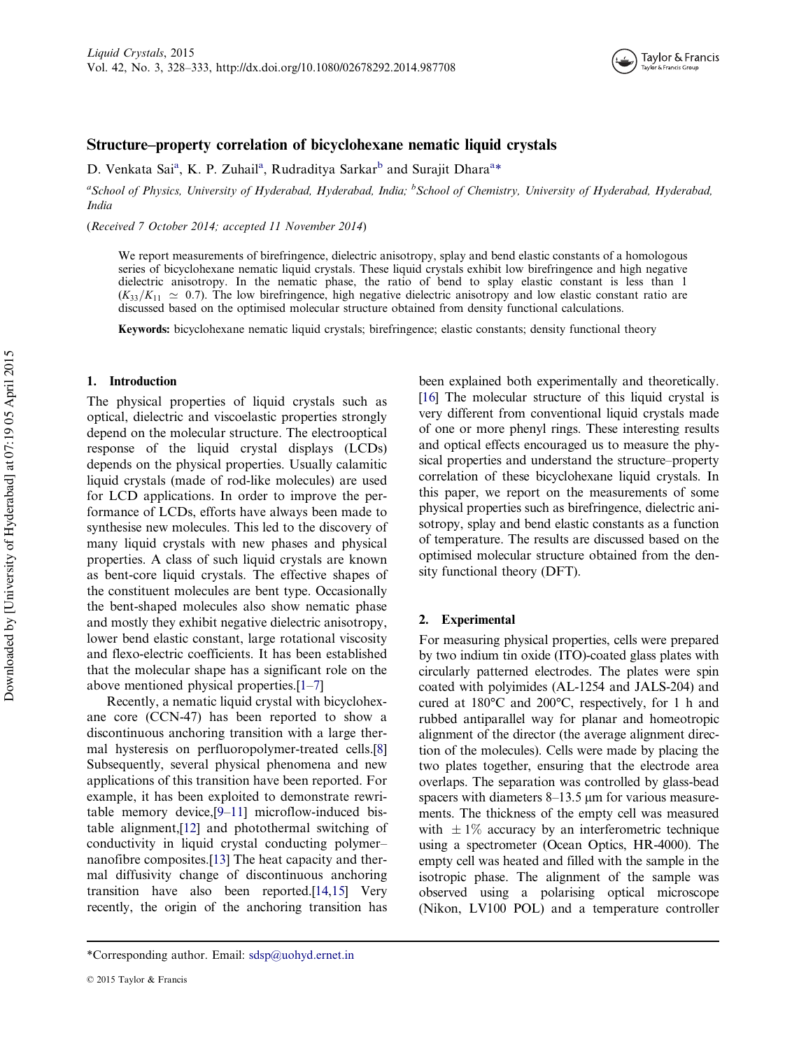# Structure–property correlation of bicyclohexane nematic liquid crystals

D. Venkata Sai[a], K. P. Zuhail[a], Rudraditya Sarkar[b] and Surajit Dhara[a*]

[a]School of Physics, University of Hyderabad, Hyderabad, India; [b]School of Chemistry, University of Hyderabad, Hyderabad, India

(Received 7 October 2014; accepted 11 November 2014)

We report measurements of birefringence, dielectric anisotropy, splay and bend elastic constants of a homologous series of bicyclohexane nematic liquid crystals. These liquid crystals exhibit low birefringence and high negative dielectric anisotropy. In the nematic phase, the ratio of bend to splay elastic constant is less than 1 ($K_{33}/K_{11} \simeq 0.7$). The low birefringence, high negative dielectric anisotropy and low elastic constant ratio are discussed based on the optimised molecular structure obtained from density functional calculations.

**Keywords:** bicyclohexane nematic liquid crystals; birefringence; elastic constants; density functional theory

## 1. Introduction

The physical properties of liquid crystals such as optical, dielectric and viscoelastic properties strongly depend on the molecular structure. The electrooptical response of the liquid crystal displays (LCDs) depends on the physical properties. Usually calamitic liquid crystals (made of rod-like molecules) are used for LCD applications. In order to improve the performance of LCDs, efforts have always been made to synthesise new molecules. This led to the discovery of many liquid crystals with new phases and physical properties. A class of such liquid crystals are known as bent-core liquid crystals. The effective shapes of the constituent molecules are bent type. Occasionally the bent-shaped molecules also show nematic phase and mostly they exhibit negative dielectric anisotropy, lower bend elastic constant, large rotational viscosity and flexo-electric coefficients. It has been established that the molecular shape has a significant role on the above mentioned physical properties.[1–7]

Recently, a nematic liquid crystal with bicyclohexane core (CCN-47) has been reported to show a discontinuous anchoring transition with a large thermal hysteresis on perfluoropolymer-treated cells.[8] Subsequently, several physical phenomena and new applications of this transition have been reported. For example, it has been exploited to demonstrate rewritable memory device,[9–11] microflow-induced bistable alignment,[12] and photothermal switching of conductivity in liquid crystal conducting polymer–nanofibre composites.[13] The heat capacity and thermal diffusivity change of discontinuous anchoring transition have also been reported.[14,15] Very recently, the origin of the anchoring transition has been explained both experimentally and theoretically.[16] The molecular structure of this liquid crystal is very different from conventional liquid crystals made of one or more phenyl rings. These interesting results and optical effects encouraged us to measure the physical properties and understand the structure–property correlation of these bicyclohexane liquid crystals. In this paper, we report on the measurements of some physical properties such as birefringence, dielectric anisotropy, splay and bend elastic constants as a function of temperature. The results are discussed based on the optimised molecular structure obtained from the density functional theory (DFT).

## 2. Experimental

For measuring physical properties, cells were prepared by two indium tin oxide (ITO)-coated glass plates with circularly patterned electrodes. The plates were spin coated with polyimides (AL-1254 and JALS-204) and cured at 180°C and 200°C, respectively, for 1 h and rubbed antiparallel way for planar and homeotropic alignment of the director (the average alignment direction of the molecules). Cells were made by placing the two plates together, ensuring that the electrode area overlaps. The separation was controlled by glass-bead spacers with diameters 8–13.5 μm for various measurements. The thickness of the empty cell was measured with $\pm 1\%$ accuracy by an interferometric technique using a spectrometer (Ocean Optics, HR-4000). The empty cell was heated and filled with the sample in the isotropic phase. The alignment of the sample was observed using a polarising optical microscope (Nikon, LV100 POL) and a temperature controller

*Corresponding author. Email: sdsp@uohyd.ernet.in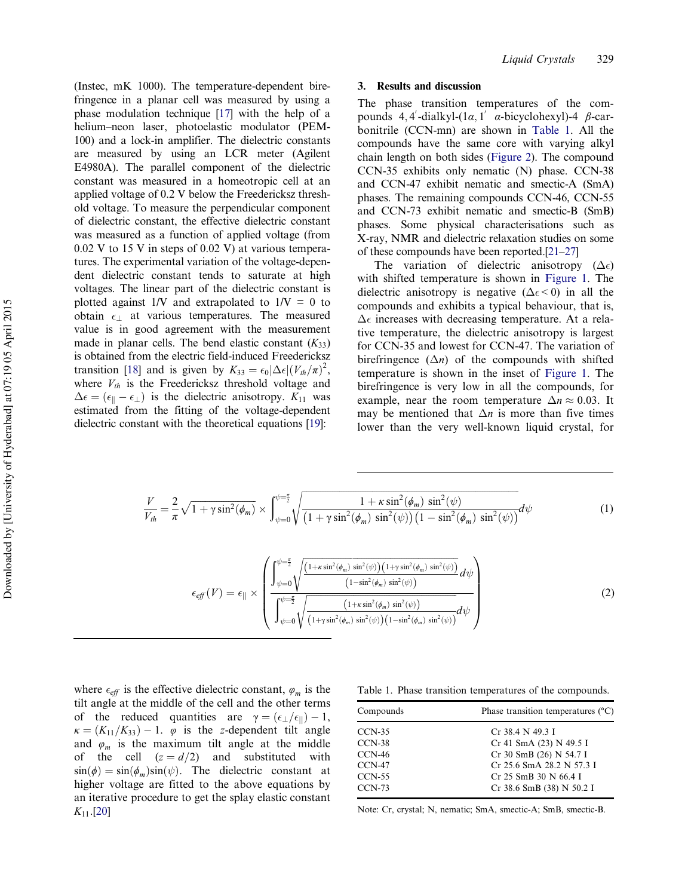(Instec, mK 1000). The temperature-dependent birefringence in a planar cell was measured by using a phase modulation technique [17] with the help of a helium–neon laser, photoelastic modulator (PEM-100) and a lock-in amplifier. The dielectric constants are measured by using an LCR meter (Agilent E4980A). The parallel component of the dielectric constant was measured in a homeotropic cell at an applied voltage of 0.2 V below the Freedericksz threshold voltage. To measure the perpendicular component of dielectric constant, the effective dielectric constant was measured as a function of applied voltage (from 0.02 V to 15 V in steps of 0.02 V) at various temperatures. The experimental variation of the voltage-dependent dielectric constant tends to saturate at high voltages. The linear part of the dielectric constant is plotted against 1/V and extrapolated to 1/V = 0 to obtain $\epsilon_\perp$ at various temperatures. The measured value is in good agreement with the measurement made in planar cells. The bend elastic constant ($K_{33}$) is obtained from the electric field-induced Freedericksz transition [18] and is given by $K_{33} = \epsilon_0|\Delta\epsilon|(V_{th}/\pi)^2$, where $V_{th}$ is the Freedericksz threshold voltage and $\Delta\epsilon = (\epsilon_\| - \epsilon_\perp)$ is the dielectric anisotropy. $K_{11}$ was estimated from the fitting of the voltage-dependent dielectric constant with the theoretical equations [19]:

$$\frac{V}{V_{th}} = \frac{2}{\pi}\sqrt{1+\gamma\sin^2(\phi_m)} \times \int_{\psi=0}^{\psi=\frac{\pi}{2}} \sqrt{\frac{1+\kappa\sin^2(\phi_m)\,\sin^2(\psi)}{\left(1+\gamma\sin^2(\phi_m)\,\sin^2(\psi)\right)\left(1-\sin^2(\phi_m)\,\sin^2(\psi)\right)}}d\psi \tag{1}$$

$$\epsilon_{eff}(V) = \epsilon_{\|} \times \left( \frac{\int_{\psi=0}^{\psi=\frac{\pi}{2}} \sqrt{\frac{\left(1+\kappa\sin^2(\phi_m)\,\sin^2(\psi)\right)\left(1+\gamma\sin^2(\phi_m)\,\sin^2(\psi)\right)}{\left(1-\sin^2(\phi_m)\,\sin^2(\psi)\right)}}d\psi}{\int_{\psi=0}^{\psi=\frac{\pi}{2}} \sqrt{\frac{\left(1+\kappa\sin^2(\phi_m)\,\sin^2(\psi)\right)}{\left(1+\gamma\sin^2(\phi_m)\,\sin^2(\psi)\right)\left(1-\sin^2(\phi_m)\,\sin^2(\psi)\right)}}d\psi} \right) \tag{2}$$

where $\epsilon_{eff}$ is the effective dielectric constant, $\varphi_m$ is the tilt angle at the middle of the cell and the other terms of the reduced quantities are $\gamma = (\epsilon_\perp/\epsilon_\|) - 1$, $\kappa = (K_{11}/K_{33}) - 1$. $\varphi$ is the $z$-dependent tilt angle and $\varphi_m$ is the maximum tilt angle at the middle of the cell ($z = d/2$) and substituted with $\sin(\phi) = \sin(\phi_m)\sin(\psi)$. The dielectric constant at higher voltage are fitted to the above equations by an iterative procedure to get the splay elastic constant $K_{11}$.[20]

## 3. Results and discussion

The phase transition temperatures of the compounds 4,4′-dialkyl-(1α,1′ α-bicyclohexyl)-4 β-carbonitrile (CCN-mn) are shown in Table 1. All the compounds have the same core with varying alkyl chain length on both sides (Figure 2). The compound CCN-35 exhibits only nematic (N) phase. CCN-38 and CCN-47 exhibit nematic and smectic-A (SmA) phases. The remaining compounds CCN-46, CCN-55 and CCN-73 exhibit nematic and smectic-B (SmB) phases. Some physical characterisations such as X-ray, NMR and dielectric relaxation studies on some of these compounds have been reported.[21–27]

The variation of dielectric anisotropy ($\Delta\epsilon$) with shifted temperature is shown in Figure 1. The dielectric anisotropy is negative ($\Delta\epsilon < 0$) in all the compounds and exhibits a typical behaviour, that is, $\Delta\epsilon$ increases with decreasing temperature. At a relative temperature, the dielectric anisotropy is largest for CCN-35 and lowest for CCN-47. The variation of birefringence ($\Delta n$) of the compounds with shifted temperature is shown in the inset of Figure 1. The birefringence is very low in all the compounds, for example, near the room temperature $\Delta n \approx 0.03$. It may be mentioned that $\Delta n$ is more than five times lower than the very well-known liquid crystal, for

Table 1. Phase transition temperatures of the compounds.

| Compounds | Phase transition temperatures (°C) |
|---|---|
| CCN-35 | Cr 38.4 N 49.3 I |
| CCN-38 | Cr 41 SmA (23) N 49.5 I |
| CCN-46 | Cr 30 SmB (26) N 54.7 I |
| CCN-47 | Cr 25.6 SmA 28.2 N 57.3 I |
| CCN-55 | Cr 25 SmB 30 N 66.4 I |
| CCN-73 | Cr 38.6 SmB (38) N 50.2 I |

Note: Cr, crystal; N, nematic; SmA, smectic-A; SmB, smectic-B.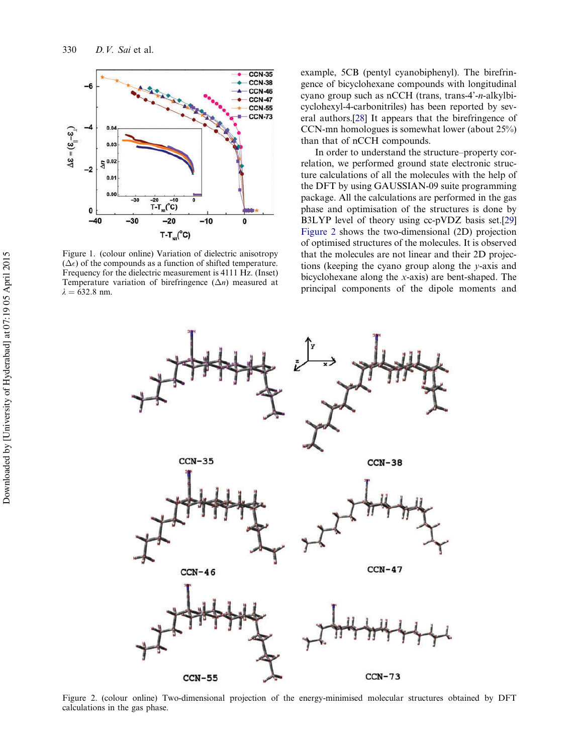Figure 1. (colour online) Variation of dielectric anisotropy ($\Delta\epsilon$) of the compounds as a function of shifted temperature. Frequency for the dielectric measurement is 4111 Hz. (Inset) Temperature variation of birefringence ($\Delta n$) measured at $\lambda = 632.8$ nm.

example, 5CB (pentyl cyanobiphenyl). The birefringence of bicyclohexane compounds with longitudinal cyano group such as nCCH (trans, trans-4'-*n*-alkylbicyclohexyl-4-carbonitriles) has been reported by several authors.[28] It appears that the birefringence of CCN-mn homologues is somewhat lower (about 25%) than that of nCCH compounds.

In order to understand the structure–property correlation, we performed ground state electronic structure calculations of all the molecules with the help of the DFT by using GAUSSIAN-09 suite programming package. All the calculations are performed in the gas phase and optimisation of the structures is done by B3LYP level of theory using cc-pVDZ basis set.[29] Figure 2 shows the two-dimensional (2D) projection of optimised structures of the molecules. It is observed that the molecules are not linear and their 2D projections (keeping the cyano group along the *y*-axis and bicyclohexane along the *x*-axis) are bent-shaped. The principal components of the dipole moments and

Figure 2. (colour online) Two-dimensional projection of the energy-minimised molecular structures obtained by DFT calculations in the gas phase.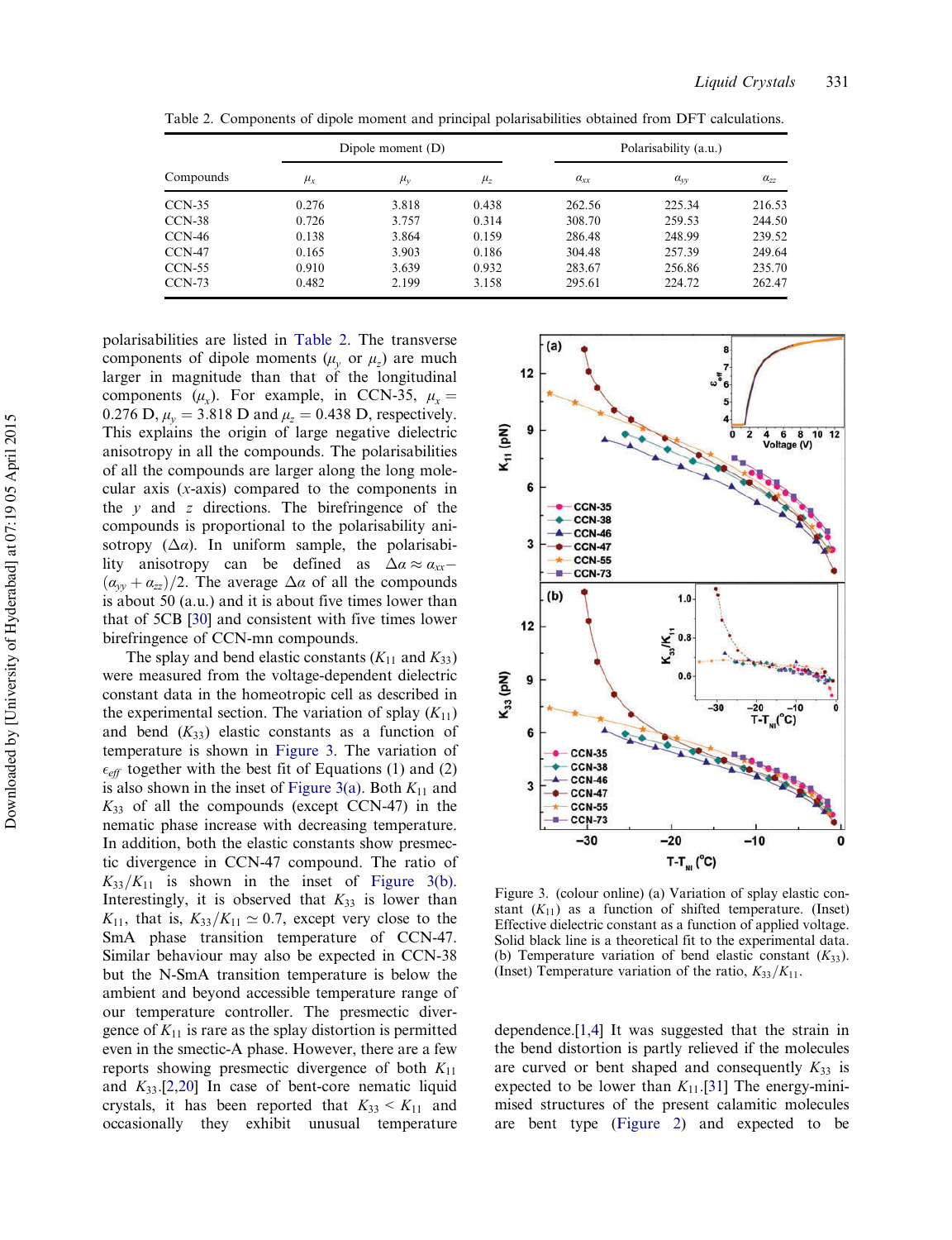Table 2. Components of dipole moment and principal polarisabilities obtained from DFT calculations.

| Compounds | Dipole moment (D) | | | Polarisability (a.u.) | | |
|---|---|---|---|---|---|---|
| | $\mu_x$ | $\mu_y$ | $\mu_z$ | $\alpha_{xx}$ | $\alpha_{yy}$ | $\alpha_{zz}$ |
| CCN-35 | 0.276 | 3.818 | 0.438 | 262.56 | 225.34 | 216.53 |
| CCN-38 | 0.726 | 3.757 | 0.314 | 308.70 | 259.53 | 244.50 |
| CCN-46 | 0.138 | 3.864 | 0.159 | 286.48 | 248.99 | 239.52 |
| CCN-47 | 0.165 | 3.903 | 0.186 | 304.48 | 257.39 | 249.64 |
| CCN-55 | 0.910 | 3.639 | 0.932 | 283.67 | 256.86 | 235.70 |
| CCN-73 | 0.482 | 2.199 | 3.158 | 295.61 | 224.72 | 262.47 |

polarisabilities are listed in Table 2. The transverse components of dipole moments ($\mu_y$ or $\mu_z$) are much larger in magnitude than that of the longitudinal components ($\mu_x$). For example, in CCN-35, $\mu_x = 0.276$ D, $\mu_y = 3.818$ D and $\mu_z = 0.438$ D, respectively. This explains the origin of large negative dielectric anisotropy in all the compounds. The polarisabilities of all the compounds are larger along the long molecular axis ($x$-axis) compared to the components in the $y$ and $z$ directions. The birefringence of the compounds is proportional to the polarisability anisotropy ($\Delta\alpha$). In uniform sample, the polarisability anisotropy can be defined as $\Delta\alpha \approx \alpha_{xx} - (\alpha_{yy} + \alpha_{zz})/2$. The average $\Delta\alpha$ of all the compounds is about 50 (a.u.) and it is about five times lower than that of 5CB [30] and consistent with five times lower birefringence of CCN-mn compounds.

The splay and bend elastic constants ($K_{11}$ and $K_{33}$) were measured from the voltage-dependent dielectric constant data in the homeotropic cell as described in the experimental section. The variation of splay ($K_{11}$) and bend ($K_{33}$) elastic constants as a function of temperature is shown in Figure 3. The variation of $\epsilon_{eff}$ together with the best fit of Equations (1) and (2) is also shown in the inset of Figure 3(a). Both $K_{11}$ and $K_{33}$ of all the compounds (except CCN-47) in the nematic phase increase with decreasing temperature. In addition, both the elastic constants show presmectic divergence in CCN-47 compound. The ratio of $K_{33}/K_{11}$ is shown in the inset of Figure 3(b). Interestingly, it is observed that $K_{33}$ is lower than $K_{11}$, that is, $K_{33}/K_{11} \simeq 0.7$, except very close to the SmA phase transition temperature of CCN-47. Similar behaviour may also be expected in CCN-38 but the N-SmA transition temperature is below the ambient and beyond accessible temperature range of our temperature controller. The presmectic divergence of $K_{11}$ is rare as the splay distortion is permitted even in the smectic-A phase. However, there are a few reports showing presmectic divergence of both $K_{11}$ and $K_{33}$.[2,20] In case of bent-core nematic liquid crystals, it has been reported that $K_{33} < K_{11}$ and occasionally they exhibit unusual temperature dependence.[1,4] It was suggested that the strain in the bend distortion is partly relieved if the molecules are curved or bent shaped and consequently $K_{33}$ is expected to be lower than $K_{11}$.[31] The energy-minimised structures of the present calamitic molecules are bent type (Figure 2) and expected to be

Figure 3. (colour online) (a) Variation of splay elastic constant ($K_{11}$) as a function of shifted temperature. (Inset) Effective dielectric constant as a function of applied voltage. Solid black line is a theoretical fit to the experimental data. (b) Temperature variation of bend elastic constant ($K_{33}$). (Inset) Temperature variation of the ratio, $K_{33}/K_{11}$.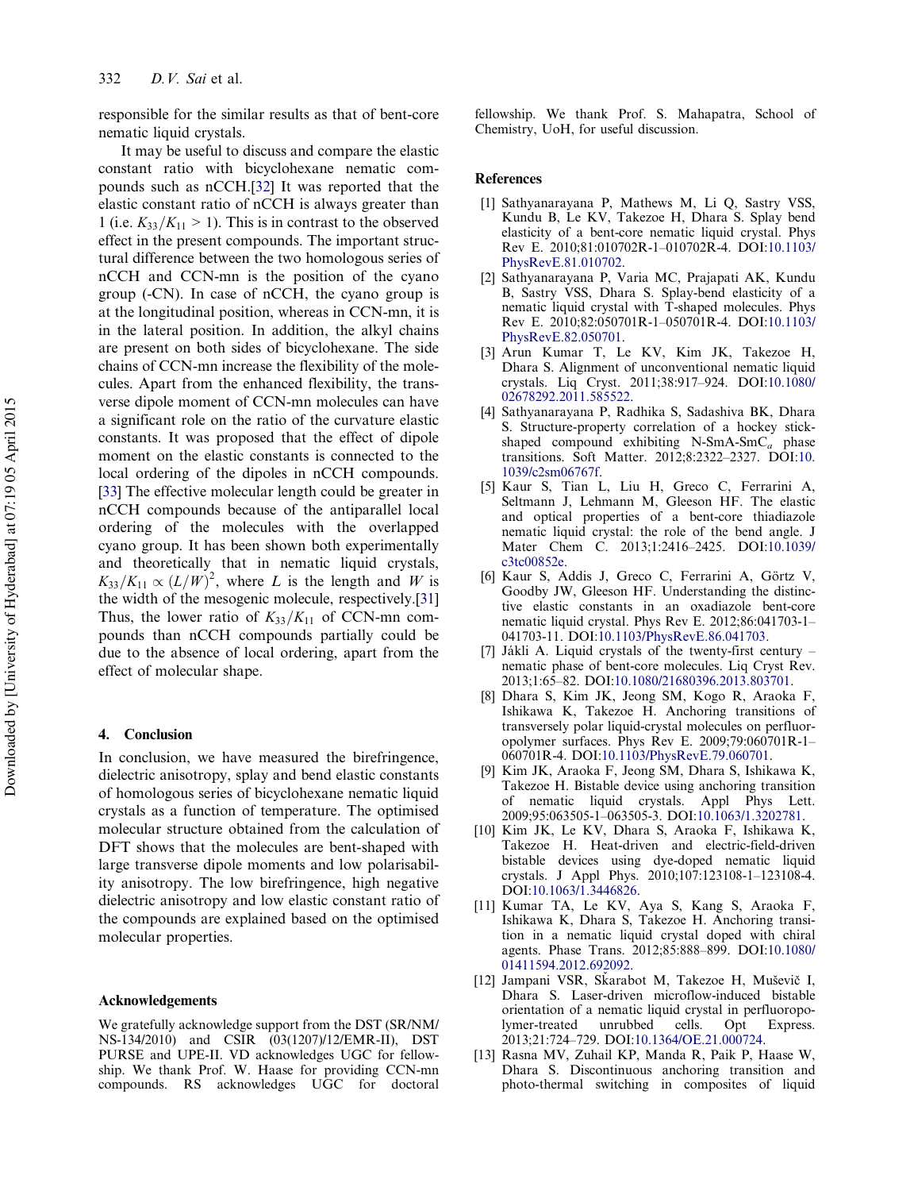responsible for the similar results as that of bent-core nematic liquid crystals.

It may be useful to discuss and compare the elastic constant ratio with bicyclohexane nematic compounds such as nCCH.[32] It was reported that the elastic constant ratio of nCCH is always greater than 1 (i.e. $K_{33}/K_{11} > 1$). This is in contrast to the observed effect in the present compounds. The important structural difference between the two homologous series of nCCH and CCN-mn is the position of the cyano group (-CN). In case of nCCH, the cyano group is at the longitudinal position, whereas in CCN-mn, it is in the lateral position. In addition, the alkyl chains are present on both sides of bicyclohexane. The side chains of CCN-mn increase the flexibility of the molecules. Apart from the enhanced flexibility, the transverse dipole moment of CCN-mn molecules can have a significant role on the ratio of the curvature elastic constants. It was proposed that the effect of dipole moment on the elastic constants is connected to the local ordering of the dipoles in nCCH compounds.[33] The effective molecular length could be greater in nCCH compounds because of the antiparallel local ordering of the molecules with the overlapped cyano group. It has been shown both experimentally and theoretically that in nematic liquid crystals, $K_{33}/K_{11} \propto (L/W)^2$, where $L$ is the length and $W$ is the width of the mesogenic molecule, respectively.[31] Thus, the lower ratio of $K_{33}/K_{11}$ of CCN-mn compounds than nCCH compounds partially could be due to the absence of local ordering, apart from the effect of molecular shape.

## 4. Conclusion

In conclusion, we have measured the birefringence, dielectric anisotropy, splay and bend elastic constants of homologous series of bicyclohexane nematic liquid crystals as a function of temperature. The optimised molecular structure obtained from the calculation of DFT shows that the molecules are bent-shaped with large transverse dipole moments and low polarisability anisotropy. The low birefringence, high negative dielectric anisotropy and low elastic constant ratio of the compounds are explained based on the optimised molecular properties.

## Acknowledgements

We gratefully acknowledge support from the DST (SR/NM/NS-134/2010) and CSIR (03(1207)/12/EMR-II), DST PURSE and UPE-II. VD acknowledges UGC for fellowship. We thank Prof. W. Haase for providing CCN-mn compounds. RS acknowledges UGC for doctoral fellowship. We thank Prof. S. Mahapatra, School of Chemistry, UoH, for useful discussion.

## References

[1] Sathyanarayana P, Mathews M, Li Q, Sastry VSS, Kundu B, Le KV, Takezoe H, Dhara S. Splay bend elasticity of a bent-core nematic liquid crystal. Phys Rev E. 2010;81:010702R-1–010702R-4. DOI:10.1103/PhysRevE.81.010702.

[2] Sathyanarayana P, Varia MC, Prajapati AK, Kundu B, Sastry VSS, Dhara S. Splay-bend elasticity of a nematic liquid crystal with T-shaped molecules. Phys Rev E. 2010;82:050701R-1–050701R-4. DOI:10.1103/PhysRevE.82.050701.

[3] Arun Kumar T, Le KV, Kim JK, Takezoe H, Dhara S. Alignment of unconventional nematic liquid crystals. Liq Cryst. 2011;38:917–924. DOI:10.1080/02678292.2011.585522.

[4] Sathyanarayana P, Radhika S, Sadashiva BK, Dhara S. Structure-property correlation of a hockey stick-shaped compound exhibiting N-SmA-SmC$_a$ phase transitions. Soft Matter. 2012;8:2322–2327. DOI:10.1039/c2sm06767f.

[5] Kaur S, Tian L, Liu H, Greco C, Ferrarini A, Seltmann J, Lehmann M, Gleeson HF. The elastic and optical properties of a bent-core thiadiazole nematic liquid crystal: the role of the bend angle. J Mater Chem C. 2013;1:2416–2425. DOI:10.1039/c3tc00852e.

[6] Kaur S, Addis J, Greco C, Ferrarini A, Görtz V, Goodby JW, Gleeson HF. Understanding the distinctive elastic constants in an oxadiazole bent-core nematic liquid crystal. Phys Rev E. 2012;86:041703-1–041703-11. DOI:10.1103/PhysRevE.86.041703.

[7] Jákli A. Liquid crystals of the twenty-first century – nematic phase of bent-core molecules. Liq Cryst Rev. 2013;1:65–82. DOI:10.1080/21680396.2013.803701.

[8] Dhara S, Kim JK, Jeong SM, Kogo R, Araoka F, Ishikawa K, Takezoe H. Anchoring transitions of transversely polar liquid-crystal molecules on perfluoropolymer surfaces. Phys Rev E. 2009;79:060701R-1–060701R-4. DOI:10.1103/PhysRevE.79.060701.

[9] Kim JK, Araoka F, Jeong SM, Dhara S, Ishikawa K, Takezoe H. Bistable device using anchoring transition of nematic liquid crystals. Appl Phys Lett. 2009;95:063505-1–063505-3. DOI:10.1063/1.3202781.

[10] Kim JK, Le KV, Dhara S, Araoka F, Ishikawa K, Takezoe H. Heat-driven and electric-field-driven bistable devices using dye-doped nematic liquid crystals. J Appl Phys. 2010;107:123108-1–123108-4. DOI:10.1063/1.3446826.

[11] Kumar TA, Le KV, Aya S, Kang S, Araoka F, Ishikawa K, Dhara S, Takezoe H. Anchoring transition in a nematic liquid crystal doped with chiral agents. Phase Trans. 2012;85:888–899. DOI:10.1080/01411594.2012.692092.

[12] Jampani VSR, Škarabot M, Takezoe H, Muševič I, Dhara S. Laser-driven microflow-induced bistable orientation of a nematic liquid crystal in perfluoropolymer-treated unrubbed cells. Opt Express. 2013;21:724–729. DOI:10.1364/OE.21.000724.

[13] Rasna MV, Zuhail KP, Manda R, Paik P, Haase W, Dhara S. Discontinuous anchoring transition and photo-thermal switching in composites of liquid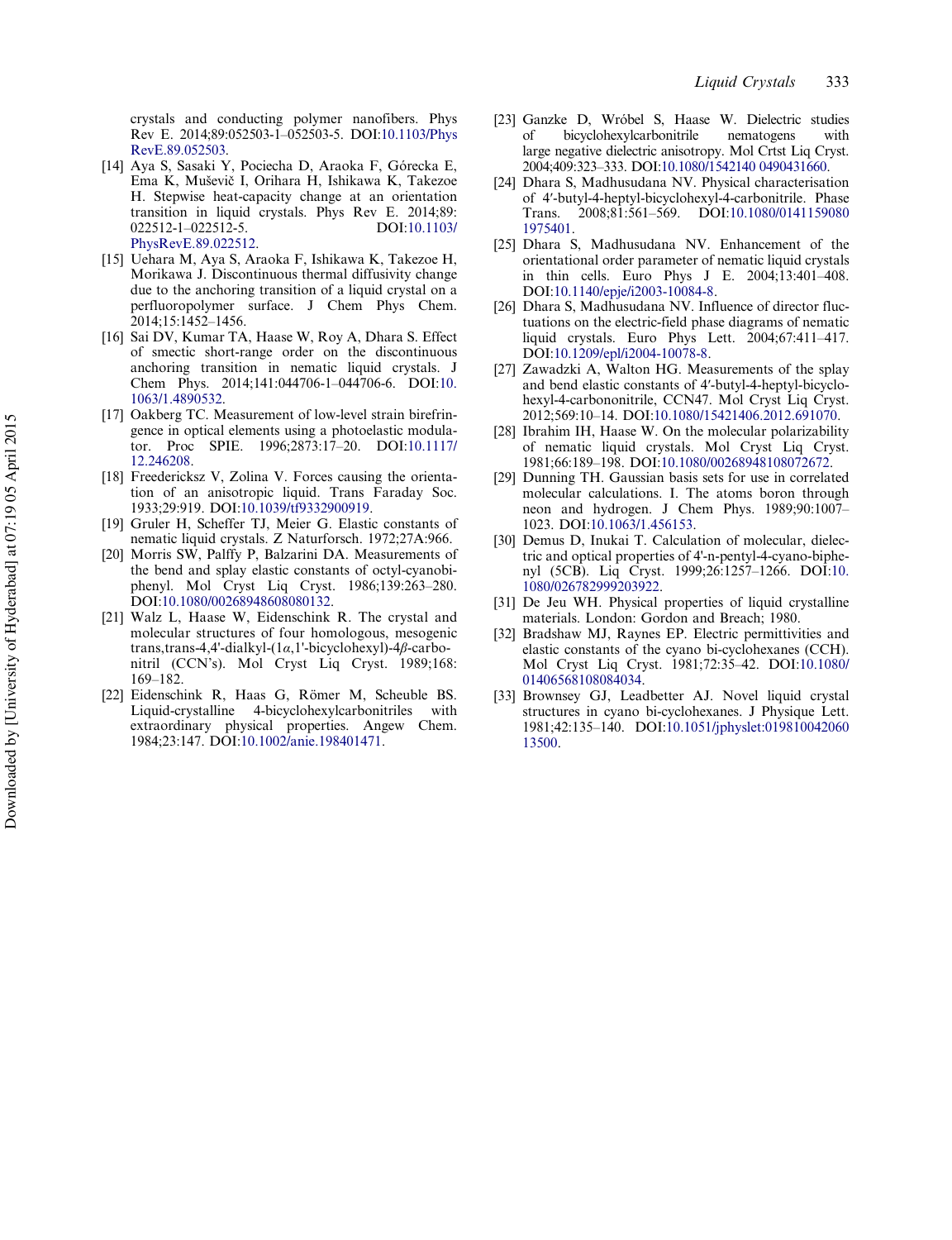crystals and conducting polymer nanofibers. Phys Rev E. 2014;89:052503-1–052503-5. DOI:10.1103/PhysRevE.89.052503.

[14] Aya S, Sasaki Y, Pociecha D, Araoka F, Górecka E, Ema K, Muševič I, Orihara H, Ishikawa K, Takezoe H. Stepwise heat-capacity change at an orientation transition in liquid crystals. Phys Rev E. 2014;89:022512-1–022512-5. DOI:10.1103/PhysRevE.89.022512.

[15] Uehara M, Aya S, Araoka F, Ishikawa K, Takezoe H, Morikawa J. Discontinuous thermal diffusivity change due to the anchoring transition of a liquid crystal on a perfluoropolymer surface. J Chem Phys Chem. 2014;15:1452–1456.

[16] Sai DV, Kumar TA, Haase W, Roy A, Dhara S. Effect of smectic short-range order on the discontinuous anchoring transition in nematic liquid crystals. J Chem Phys. 2014;141:044706-1–044706-6. DOI:10.1063/1.4890532.

[17] Oakberg TC. Measurement of low-level strain birefringence in optical elements using a photoelastic modulator. Proc SPIE. 1996;2873:17–20. DOI:10.1117/12.246208.

[18] Freedericksz V, Zolina V. Forces causing the orientation of an anisotropic liquid. Trans Faraday Soc. 1933;29:919. DOI:10.1039/tf9332900919.

[19] Gruler H, Scheffer TJ, Meier G. Elastic constants of nematic liquid crystals. Z Naturforsch. 1972;27A:966.

[20] Morris SW, Palffy P, Balzarini DA. Measurements of the bend and splay elastic constants of octyl-cyanobiphenyl. Mol Cryst Liq Cryst. 1986;139:263–280. DOI:10.1080/00268948608080132.

[21] Walz L, Haase W, Eidenschink R. The crystal and molecular structures of four homologous, mesogenic trans,trans-4,4'-dialkyl-(1$\alpha$,1'-bicyclohexyl)-4$\beta$-carbonitril (CCN's). Mol Cryst Liq Cryst. 1989;168:169–182.

[22] Eidenschink R, Haas G, Römer M, Scheuble BS. Liquid-crystalline 4-bicyclohexylcarbonitriles with extraordinary physical properties. Angew Chem. 1984;23:147. DOI:10.1002/anie.198401471.

[23] Ganzke D, Wróbel S, Haase W. Dielectric studies of bicyclohexylcarbonitrile nematogens with large negative dielectric anisotropy. Mol Crtst Liq Cryst. 2004;409:323–333. DOI:10.1080/1542140 0490431660.

[24] Dhara S, Madhusudana NV. Physical characterisation of 4′-butyl-4-heptyl-bicyclohexyl-4-carbonitrile. Phase Trans. 2008;81:561–569. DOI:10.1080/01411590801975401.

[25] Dhara S, Madhusudana NV. Enhancement of the orientational order parameter of nematic liquid crystals in thin cells. Euro Phys J E. 2004;13:401–408. DOI:10.1140/epje/i2003-10084-8.

[26] Dhara S, Madhusudana NV. Influence of director fluctuations on the electric-field phase diagrams of nematic liquid crystals. Euro Phys Lett. 2004;67:411–417. DOI:10.1209/epl/i2004-10078-8.

[27] Zawadzki A, Walton HG. Measurements of the splay and bend elastic constants of 4′-butyl-4-heptyl-bicyclohexyl-4-carbononitrile, CCN47. Mol Cryst Liq Cryst. 2012;569:10–14. DOI:10.1080/15421406.2012.691070.

[28] Ibrahim IH, Haase W. On the molecular polarizability of nematic liquid crystals. Mol Cryst Liq Cryst. 1981;66:189–198. DOI:10.1080/00268948108072672.

[29] Dunning TH. Gaussian basis sets for use in correlated molecular calculations. I. The atoms boron through neon and hydrogen. J Chem Phys. 1989;90:1007–1023. DOI:10.1063/1.456153.

[30] Demus D, Inukai T. Calculation of molecular, dielectric and optical properties of 4'-n-pentyl-4-cyano-biphenyl (5CB). Liq Cryst. 1999;26:1257–1266. DOI:10.1080/026782999203922.

[31] De Jeu WH. Physical properties of liquid crystalline materials. London: Gordon and Breach; 1980.

[32] Bradshaw MJ, Raynes EP. Electric permittivities and elastic constants of the cyano bi-cyclohexanes (CCH). Mol Cryst Liq Cryst. 1981;72:35–42. DOI:10.1080/01406568108084034.

[33] Brownsey GJ, Leadbetter AJ. Novel liquid crystal structures in cyano bi-cyclohexanes. J Physique Lett. 1981;42:135–140. DOI:10.1051/jphyslet:01981004206013500.